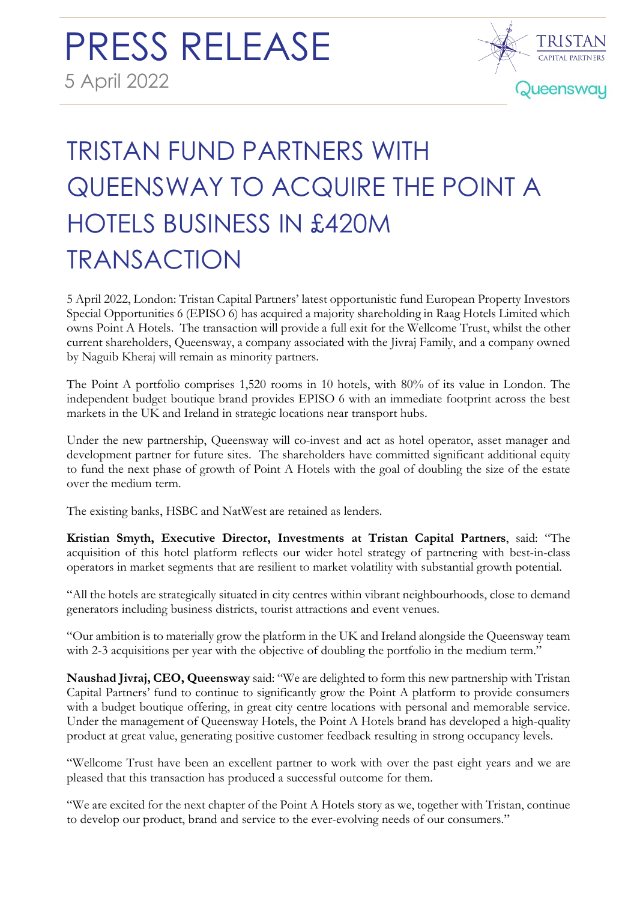# PRESS RELEASE

5 April 2022

TRISTAN CAPITAL PARTNERS

Queensway

## TRISTAN FUND PARTNERS WITH QUEENSWAY TO ACQUIRE THE POINT A HOTELS BUSINESS IN £420M TRANSACTION

5 April 2022, London: Tristan Capital Partners' latest opportunistic fund European Property Investors Special Opportunities 6 (EPISO 6) has acquired a majority shareholding in Raag Hotels Limited which owns Point A Hotels. The transaction will provide a full exit for the Wellcome Trust, whilst the other current shareholders, Queensway, a company associated with the Jivraj Family, and a company owned by Naguib Kheraj will remain as minority partners.

The Point A portfolio comprises 1,520 rooms in 10 hotels, with 80% of its value in London. The independent budget boutique brand provides EPISO 6 with an immediate footprint across the best markets in the UK and Ireland in strategic locations near transport hubs.

Under the new partnership, Queensway will co-invest and act as hotel operator, asset manager and development partner for future sites. The shareholders have committed significant additional equity to fund the next phase of growth of Point A Hotels with the goal of doubling the size of the estate over the medium term.

The existing banks, HSBC and NatWest are retained as lenders.

**Kristian Smyth, Executive Director, Investments at Tristan Capital Partners**, said: "The acquisition of this hotel platform reflects our wider hotel strategy of partnering with best-in-class operators in market segments that are resilient to market volatility with substantial growth potential.

"All the hotels are strategically situated in city centres within vibrant neighbourhoods, close to demand generators including business districts, tourist attractions and event venues.

"Our ambition is to materially grow the platform in the UK and Ireland alongside the Queensway team with 2-3 acquisitions per year with the objective of doubling the portfolio in the medium term."

**Naushad Jivraj, CEO, Queensway** said: "We are delighted to form this new partnership with Tristan Capital Partners' fund to continue to significantly grow the Point A platform to provide consumers with a budget boutique offering, in great city centre locations with personal and memorable service. Under the management of Queensway Hotels, the Point A Hotels brand has developed a high-quality product at great value, generating positive customer feedback resulting in strong occupancy levels.

"Wellcome Trust have been an excellent partner to work with over the past eight years and we are pleased that this transaction has produced a successful outcome for them.

"We are excited for the next chapter of the Point A Hotels story as we, together with Tristan, continue to develop our product, brand and service to the ever-evolving needs of our consumers."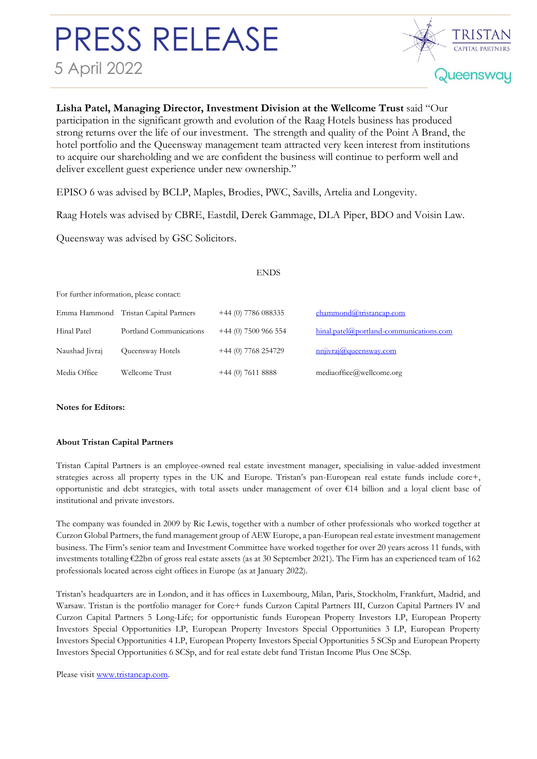**Lisha Patel, Managing Director, Investment Division at the Wellcome Trust** said "Our participation in the significant growth and evolution of the Raag Hotels business has produced strong returns over the life of our investment. The strength and quality of the Point A Brand, the hotel portfolio and the Queensway management team attracted very keen interest from institutions to acquire our shareholding and we are confident the business will continue to perform well and deliver excellent guest experience under new ownership."

EPISO 6 was advised by BCLP, Maples, Brodies, PWC, Savills, Artelia and Longevity.

Raag Hotels was advised by CBRE, Eastdil, Derek Gammage, DLA Piper, BDO and Voisin Law.

Queensway was advised by GSC Solicitors.

ENDS

For further information, please contact:

| | | | |
|---|---|---|---|
| Emma Hammond | Tristan Capital Partners | +44 (0) 7786 088335 | ehammond@tristancap.com |
| Hinal Patel | Portland Communications | +44 (0) 7500 966 554 | hinal.patel@portland-communications.com |
| Naushad Jivraj | Queensway Hotels | +44 (0) 7768 254729 | nnjivraj@queensway.com |
| Media Office | Wellcome Trust | +44 (0) 7611 8888 | mediaoffice@wellcome.org |

**Notes for Editors:**

**About Tristan Capital Partners**

Tristan Capital Partners is an employee-owned real estate investment manager, specialising in value-added investment strategies across all property types in the UK and Europe. Tristan's pan-European real estate funds include core+, opportunistic and debt strategies, with total assets under management of over €14 billion and a loyal client base of institutional and private investors.

The company was founded in 2009 by Ric Lewis, together with a number of other professionals who worked together at Curzon Global Partners, the fund management group of AEW Europe, a pan-European real estate investment management business. The Firm's senior team and Investment Committee have worked together for over 20 years across 11 funds, with investments totalling €22bn of gross real estate assets (as at 30 September 2021). The Firm has an experienced team of 162 professionals located across eight offices in Europe (as at January 2022).

Tristan's headquarters are in London, and it has offices in Luxembourg, Milan, Paris, Stockholm, Frankfurt, Madrid, and Warsaw. Tristan is the portfolio manager for Core+ funds Curzon Capital Partners III, Curzon Capital Partners IV and Curzon Capital Partners 5 Long-Life; for opportunistic funds European Property Investors LP, European Property Investors Special Opportunities LP, European Property Investors Special Opportunities 3 LP, European Property Investors Special Opportunities 4 LP, European Property Investors Special Opportunities 5 SCSp and European Property Investors Special Opportunities 6 SCSp, and for real estate debt fund Tristan Income Plus One SCSp.

Please visit www.tristancap.com.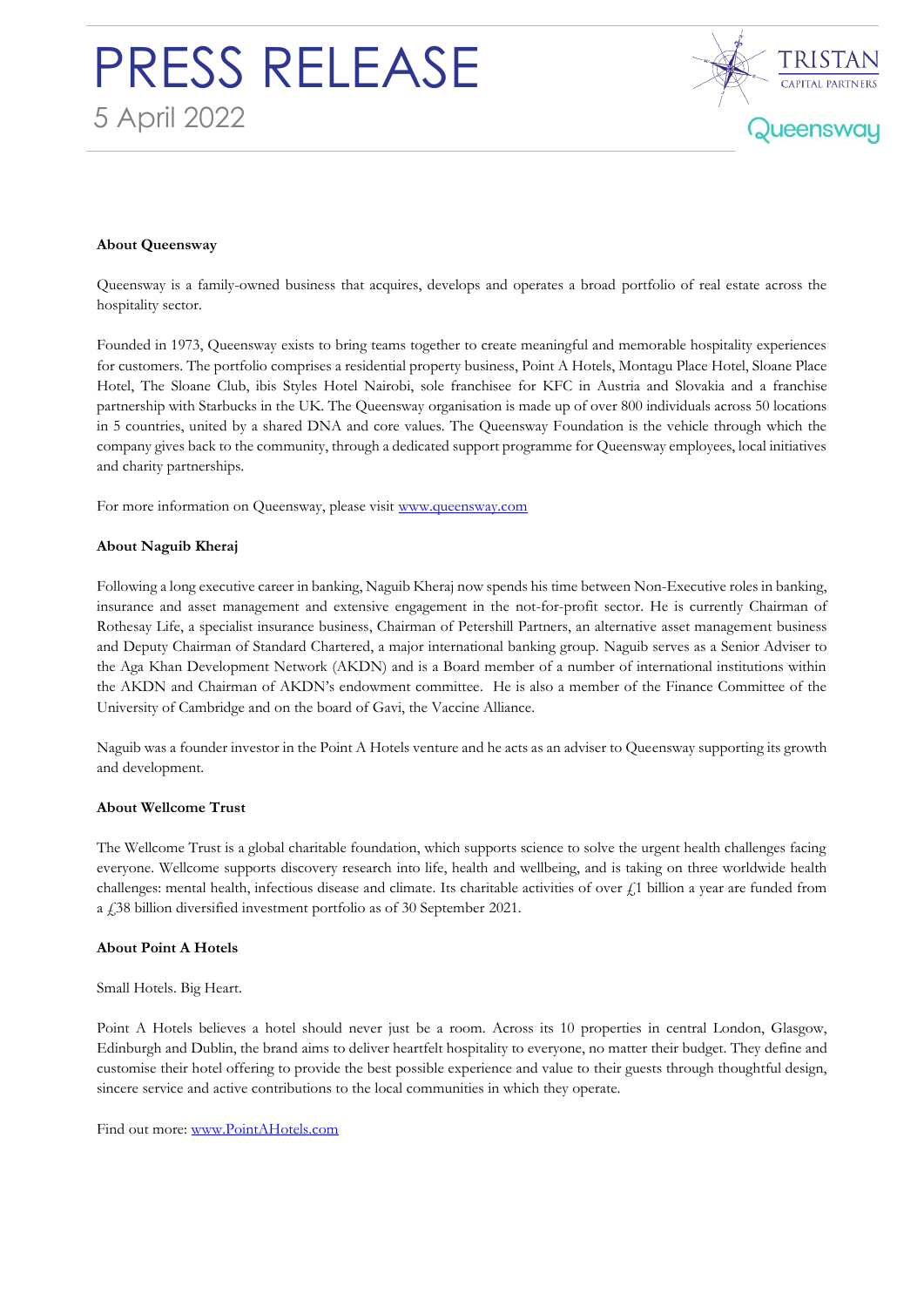**About Queensway**

Queensway is a family-owned business that acquires, develops and operates a broad portfolio of real estate across the hospitality sector.

Founded in 1973, Queensway exists to bring teams together to create meaningful and memorable hospitality experiences for customers. The portfolio comprises a residential property business, Point A Hotels, Montagu Place Hotel, Sloane Place Hotel, The Sloane Club, ibis Styles Hotel Nairobi, sole franchisee for KFC in Austria and Slovakia and a franchise partnership with Starbucks in the UK. The Queensway organisation is made up of over 800 individuals across 50 locations in 5 countries, united by a shared DNA and core values. The Queensway Foundation is the vehicle through which the company gives back to the community, through a dedicated support programme for Queensway employees, local initiatives and charity partnerships.

For more information on Queensway, please visit [www.queensway.com](www.queensway.com)

**About Naguib Kheraj**

Following a long executive career in banking, Naguib Kheraj now spends his time between Non-Executive roles in banking, insurance and asset management and extensive engagement in the not-for-profit sector. He is currently Chairman of Rothesay Life, a specialist insurance business, Chairman of Petershill Partners, an alternative asset management business and Deputy Chairman of Standard Chartered, a major international banking group. Naguib serves as a Senior Adviser to the Aga Khan Development Network (AKDN) and is a Board member of a number of international institutions within the AKDN and Chairman of AKDN's endowment committee. He is also a member of the Finance Committee of the University of Cambridge and on the board of Gavi, the Vaccine Alliance.

Naguib was a founder investor in the Point A Hotels venture and he acts as an adviser to Queensway supporting its growth and development.

**About Wellcome Trust**

The Wellcome Trust is a global charitable foundation, which supports science to solve the urgent health challenges facing everyone. Wellcome supports discovery research into life, health and wellbeing, and is taking on three worldwide health challenges: mental health, infectious disease and climate. Its charitable activities of over £1 billion a year are funded from a £38 billion diversified investment portfolio as of 30 September 2021.

**About Point A Hotels**

Small Hotels. Big Heart.

Point A Hotels believes a hotel should never just be a room. Across its 10 properties in central London, Glasgow, Edinburgh and Dublin, the brand aims to deliver heartfelt hospitality to everyone, no matter their budget. They define and customise their hotel offering to provide the best possible experience and value to their guests through thoughtful design, sincere service and active contributions to the local communities in which they operate.

Find out more: [www.PointAHotels.com](www.PointAHotels.com)